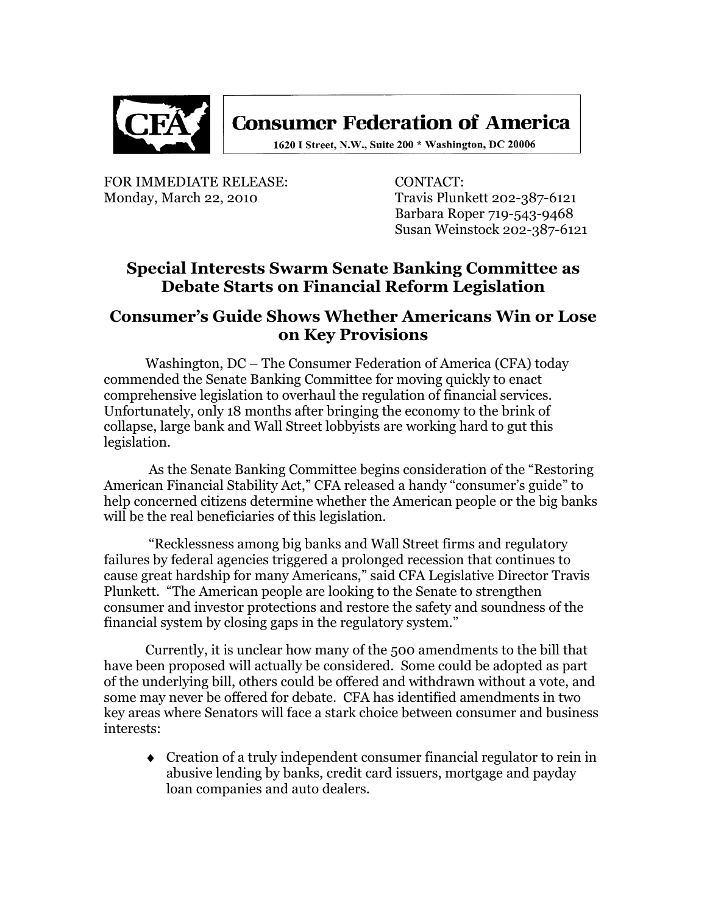**Consumer Federation of America**

1620 I Street, N.W., Suite 200 * Washington, DC 20006

FOR IMMEDIATE RELEASE:
Monday, March 22, 2010

CONTACT:
Travis Plunkett 202-387-6121
Barbara Roper 719-543-9468
Susan Weinstock 202-387-6121

# Special Interests Swarm Senate Banking Committee as Debate Starts on Financial Reform Legislation

## Consumer's Guide Shows Whether Americans Win or Lose on Key Provisions

Washington, DC – The Consumer Federation of America (CFA) today commended the Senate Banking Committee for moving quickly to enact comprehensive legislation to overhaul the regulation of financial services. Unfortunately, only 18 months after bringing the economy to the brink of collapse, large bank and Wall Street lobbyists are working hard to gut this legislation.

As the Senate Banking Committee begins consideration of the "Restoring American Financial Stability Act," CFA released a handy "consumer's guide" to help concerned citizens determine whether the American people or the big banks will be the real beneficiaries of this legislation.

"Recklessness among big banks and Wall Street firms and regulatory failures by federal agencies triggered a prolonged recession that continues to cause great hardship for many Americans," said CFA Legislative Director Travis Plunkett. "The American people are looking to the Senate to strengthen consumer and investor protections and restore the safety and soundness of the financial system by closing gaps in the regulatory system."

Currently, it is unclear how many of the 500 amendments to the bill that have been proposed will actually be considered. Some could be adopted as part of the underlying bill, others could be offered and withdrawn without a vote, and some may never be offered for debate. CFA has identified amendments in two key areas where Senators will face a stark choice between consumer and business interests:

- Creation of a truly independent consumer financial regulator to rein in abusive lending by banks, credit card issuers, mortgage and payday loan companies and auto dealers.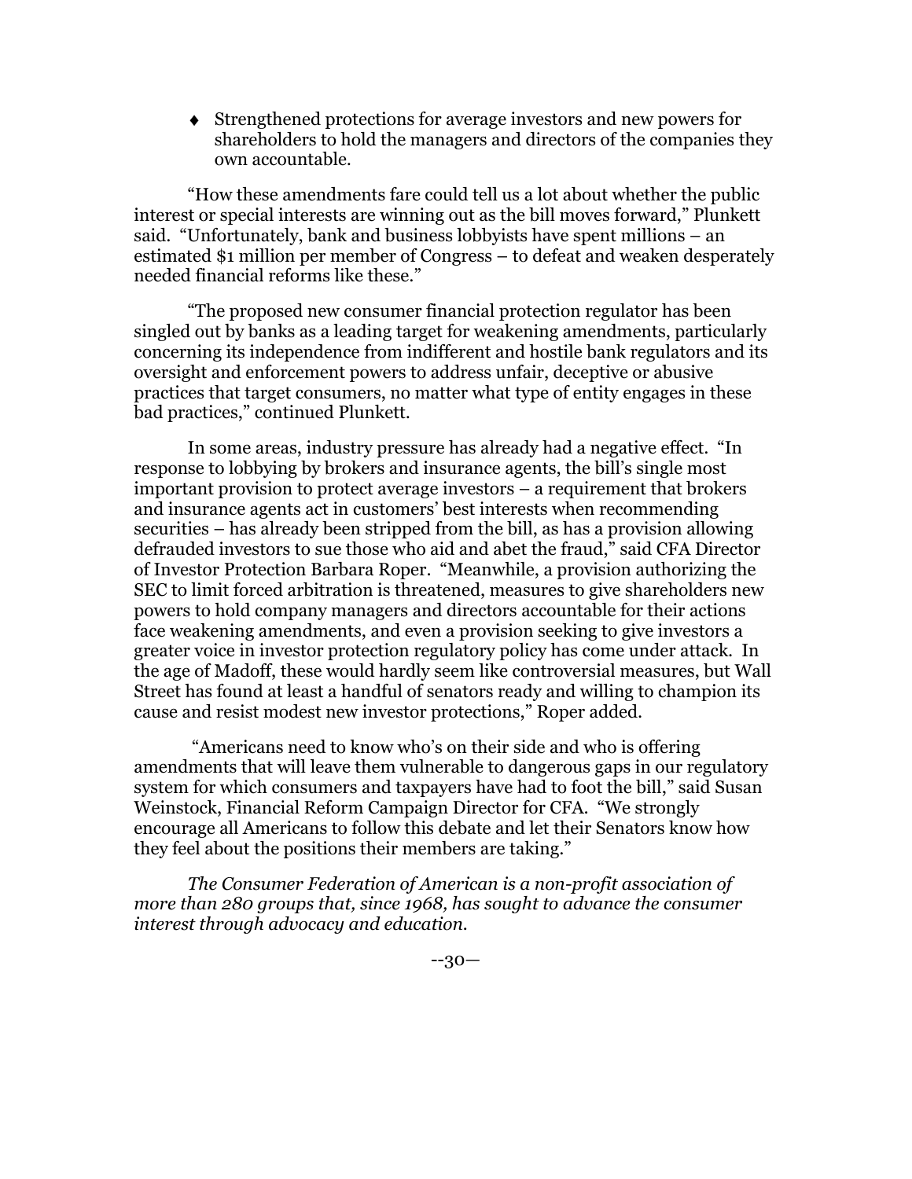- Strengthened protections for average investors and new powers for shareholders to hold the managers and directors of the companies they own accountable.

"How these amendments fare could tell us a lot about whether the public interest or special interests are winning out as the bill moves forward," Plunkett said. "Unfortunately, bank and business lobbyists have spent millions – an estimated $1 million per member of Congress – to defeat and weaken desperately needed financial reforms like these."

"The proposed new consumer financial protection regulator has been singled out by banks as a leading target for weakening amendments, particularly concerning its independence from indifferent and hostile bank regulators and its oversight and enforcement powers to address unfair, deceptive or abusive practices that target consumers, no matter what type of entity engages in these bad practices," continued Plunkett.

In some areas, industry pressure has already had a negative effect. "In response to lobbying by brokers and insurance agents, the bill's single most important provision to protect average investors – a requirement that brokers and insurance agents act in customers' best interests when recommending securities – has already been stripped from the bill, as has a provision allowing defrauded investors to sue those who aid and abet the fraud," said CFA Director of Investor Protection Barbara Roper. "Meanwhile, a provision authorizing the SEC to limit forced arbitration is threatened, measures to give shareholders new powers to hold company managers and directors accountable for their actions face weakening amendments, and even a provision seeking to give investors a greater voice in investor protection regulatory policy has come under attack. In the age of Madoff, these would hardly seem like controversial measures, but Wall Street has found at least a handful of senators ready and willing to champion its cause and resist modest new investor protections," Roper added.

"Americans need to know who's on their side and who is offering amendments that will leave them vulnerable to dangerous gaps in our regulatory system for which consumers and taxpayers have had to foot the bill," said Susan Weinstock, Financial Reform Campaign Director for CFA. "We strongly encourage all Americans to follow this debate and let their Senators know how they feel about the positions their members are taking."

*The Consumer Federation of American is a non-profit association of more than 280 groups that, since 1968, has sought to advance the consumer interest through advocacy and education.*

--30—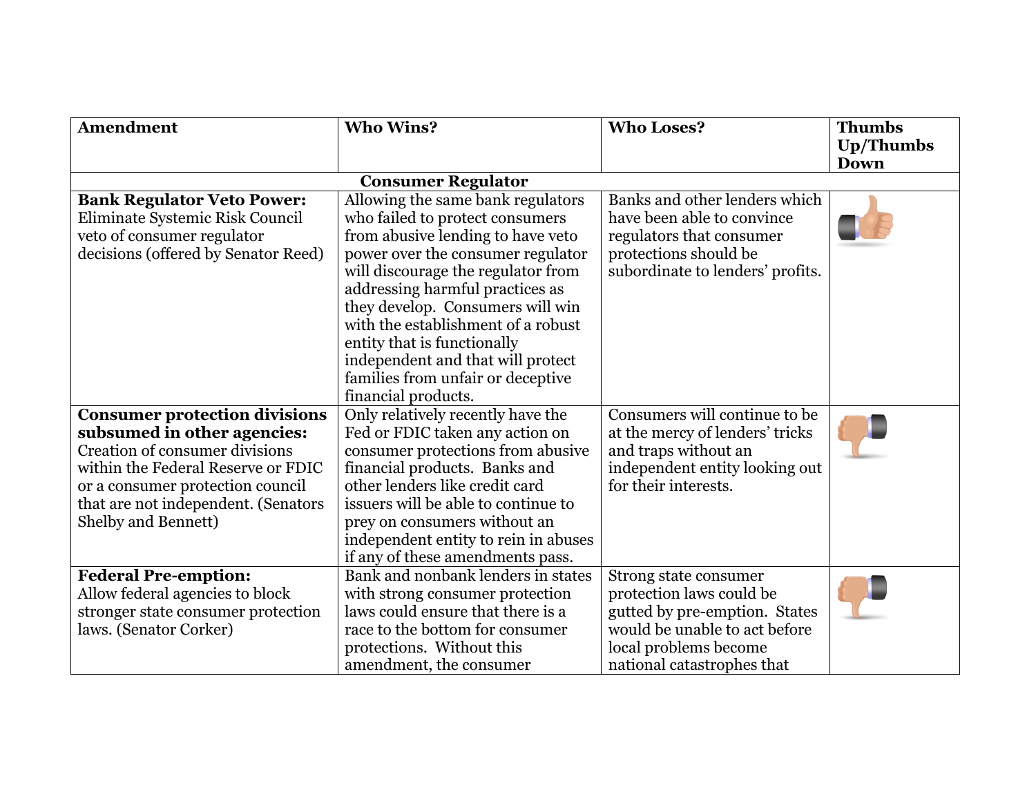| Amendment | Who Wins? | Who Loses? | Thumbs Up/Thumbs Down |
|---|---|---|---|
| **Consumer Regulator** | | | |
| **Bank Regulator Veto Power:** Eliminate Systemic Risk Council veto of consumer regulator decisions (offered by Senator Reed) | Allowing the same bank regulators who failed to protect consumers from abusive lending to have veto power over the consumer regulator will discourage the regulator from addressing harmful practices as they develop. Consumers will win with the establishment of a robust entity that is functionally independent and that will protect families from unfair or deceptive financial products. | Banks and other lenders which have been able to convince regulators that consumer protections should be subordinate to lenders' profits. | Thumbs Up |
| **Consumer protection divisions subsumed in other agencies:** Creation of consumer divisions within the Federal Reserve or FDIC or a consumer protection council that are not independent. (Senators Shelby and Bennett) | Only relatively recently have the Fed or FDIC taken any action on consumer protections from abusive financial products. Banks and other lenders like credit card issuers will be able to continue to prey on consumers without an independent entity to rein in abuses if any of these amendments pass. | Consumers will continue to be at the mercy of lenders' tricks and traps without an independent entity looking out for their interests. | Thumbs Down |
| **Federal Pre-emption:** Allow federal agencies to block stronger state consumer protection laws. (Senator Corker) | Bank and nonbank lenders in states with strong consumer protection laws could ensure that there is a race to the bottom for consumer protections. Without this amendment, the consumer | Strong state consumer protection laws could be gutted by pre-emption. States would be unable to act before local problems become national catastrophes that | Thumbs Down |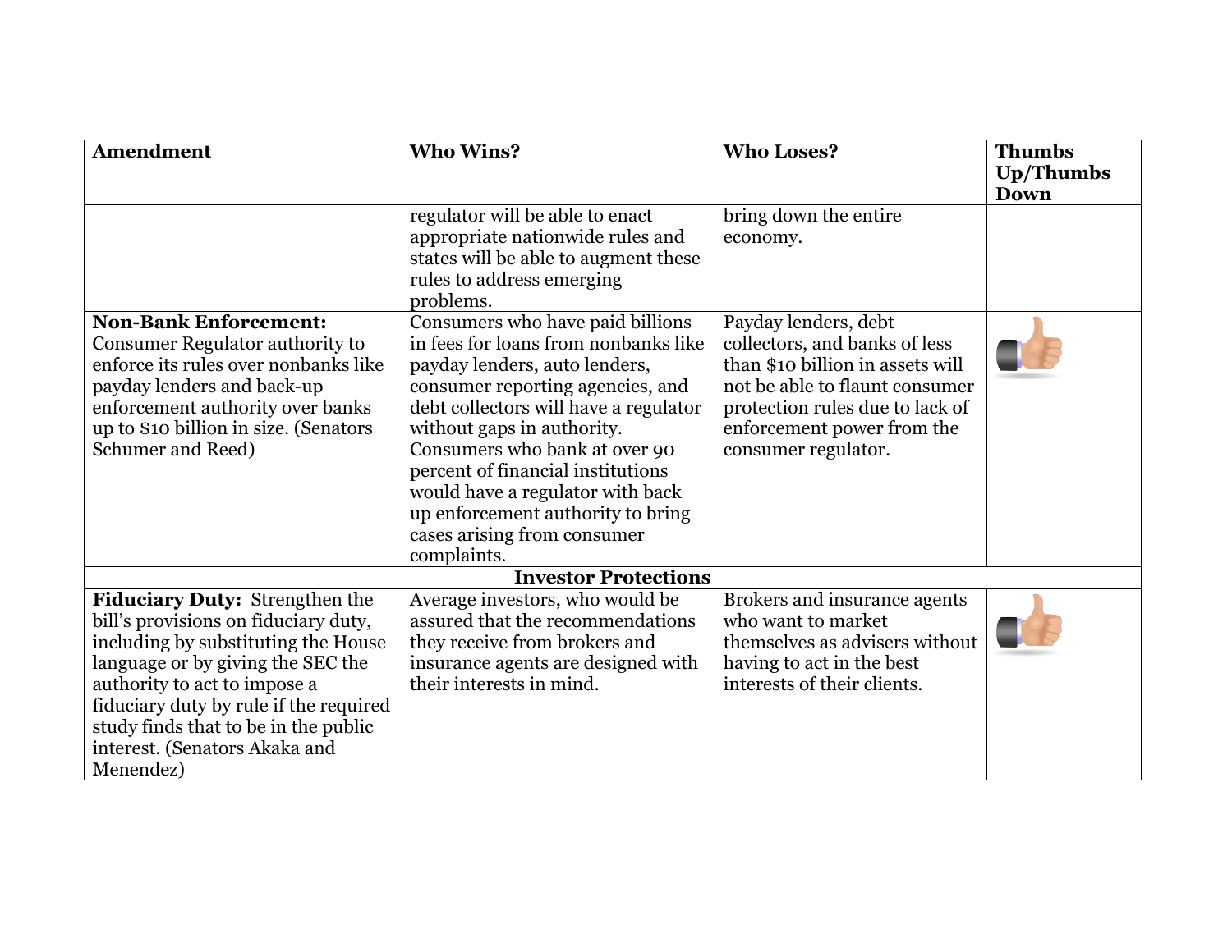| Amendment | Who Wins? | Who Loses? | Thumbs Up/Thumbs Down |
|---|---|---|---|
| | regulator will be able to enact appropriate nationwide rules and states will be able to augment these rules to address emerging problems. | bring down the entire economy. | |
| **Non-Bank Enforcement:** Consumer Regulator authority to enforce its rules over nonbanks like payday lenders and back-up enforcement authority over banks up to $10 billion in size. (Senators Schumer and Reed) | Consumers who have paid billions in fees for loans from nonbanks like payday lenders, auto lenders, consumer reporting agencies, and debt collectors will have a regulator without gaps in authority. Consumers who bank at over 90 percent of financial institutions would have a regulator with back up enforcement authority to bring cases arising from consumer complaints. | Payday lenders, debt collectors, and banks of less than $10 billion in assets will not be able to flaunt consumer protection rules due to lack of enforcement power from the consumer regulator. | Thumbs Up |
| **Investor Protections** | | | |
| **Fiduciary Duty:** Strengthen the bill's provisions on fiduciary duty, including by substituting the House language or by giving the SEC the authority to act to impose a fiduciary duty by rule if the required study finds that to be in the public interest. (Senators Akaka and Menendez) | Average investors, who would be assured that the recommendations they receive from brokers and insurance agents are designed with their interests in mind. | Brokers and insurance agents who want to market themselves as advisers without having to act in the best interests of their clients. | Thumbs Up |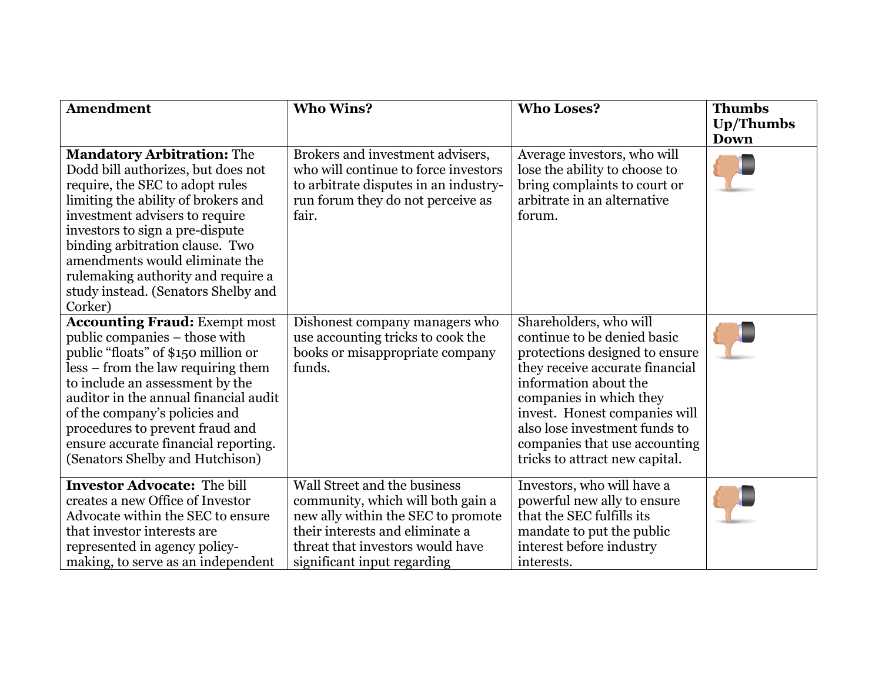| Amendment | Who Wins? | Who Loses? | Thumbs Up/Thumbs Down |
| --- | --- | --- | --- |
| **Mandatory Arbitration:** The Dodd bill authorizes, but does not require, the SEC to adopt rules limiting the ability of brokers and investment advisers to require investors to sign a pre-dispute binding arbitration clause. Two amendments would eliminate the rulemaking authority and require a study instead. (Senators Shelby and Corker) | Brokers and investment advisers, who will continue to force investors to arbitrate disputes in an industry-run forum they do not perceive as fair. | Average investors, who will lose the ability to choose to bring complaints to court or arbitrate in an alternative forum. | 👎 |
| **Accounting Fraud:** Exempt most public companies – those with public "floats" of $150 million or less – from the law requiring them to include an assessment by the auditor in the annual financial audit of the company's policies and procedures to prevent fraud and ensure accurate financial reporting. (Senators Shelby and Hutchison) | Dishonest company managers who use accounting tricks to cook the books or misappropriate company funds. | Shareholders, who will continue to be denied basic protections designed to ensure they receive accurate financial information about the companies in which they invest. Honest companies will also lose investment funds to companies that use accounting tricks to attract new capital. | 👎 |
| **Investor Advocate:** The bill creates a new Office of Investor Advocate within the SEC to ensure that investor interests are represented in agency policy-making, to serve as an independent | Wall Street and the business community, which will both gain a new ally within the SEC to promote their interests and eliminate a threat that investors would have significant input regarding | Investors, who will have a powerful new ally to ensure that the SEC fulfills its mandate to put the public interest before industry interests. | 👎 |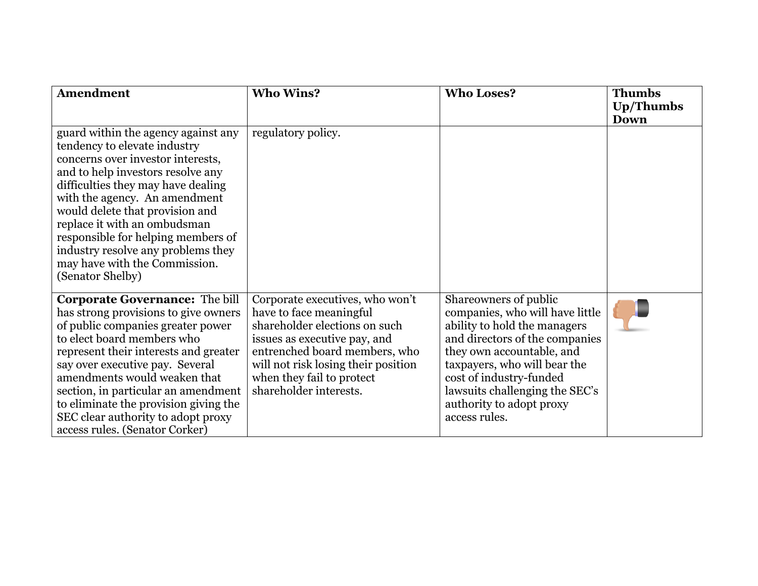| Amendment | Who Wins? | Who Loses? | Thumbs Up/Thumbs Down |
| --- | --- | --- | --- |
| guard within the agency against any tendency to elevate industry concerns over investor interests, and to help investors resolve any difficulties they may have dealing with the agency. An amendment would delete that provision and replace it with an ombudsman responsible for helping members of industry resolve any problems they may have with the Commission. (Senator Shelby) | regulatory policy. | | |
| **Corporate Governance:** The bill has strong provisions to give owners of public companies greater power to elect board members who represent their interests and greater say over executive pay. Several amendments would weaken that section, in particular an amendment to eliminate the provision giving the SEC clear authority to adopt proxy access rules. (Senator Corker) | Corporate executives, who won't have to face meaningful shareholder elections on such issues as executive pay, and entrenched board members, who will not risk losing their position when they fail to protect shareholder interests. | Shareowners of public companies, who will have little ability to hold the managers and directors of the companies they own accountable, and taxpayers, who will bear the cost of industry-funded lawsuits challenging the SEC's authority to adopt proxy access rules. | Thumbs Down |